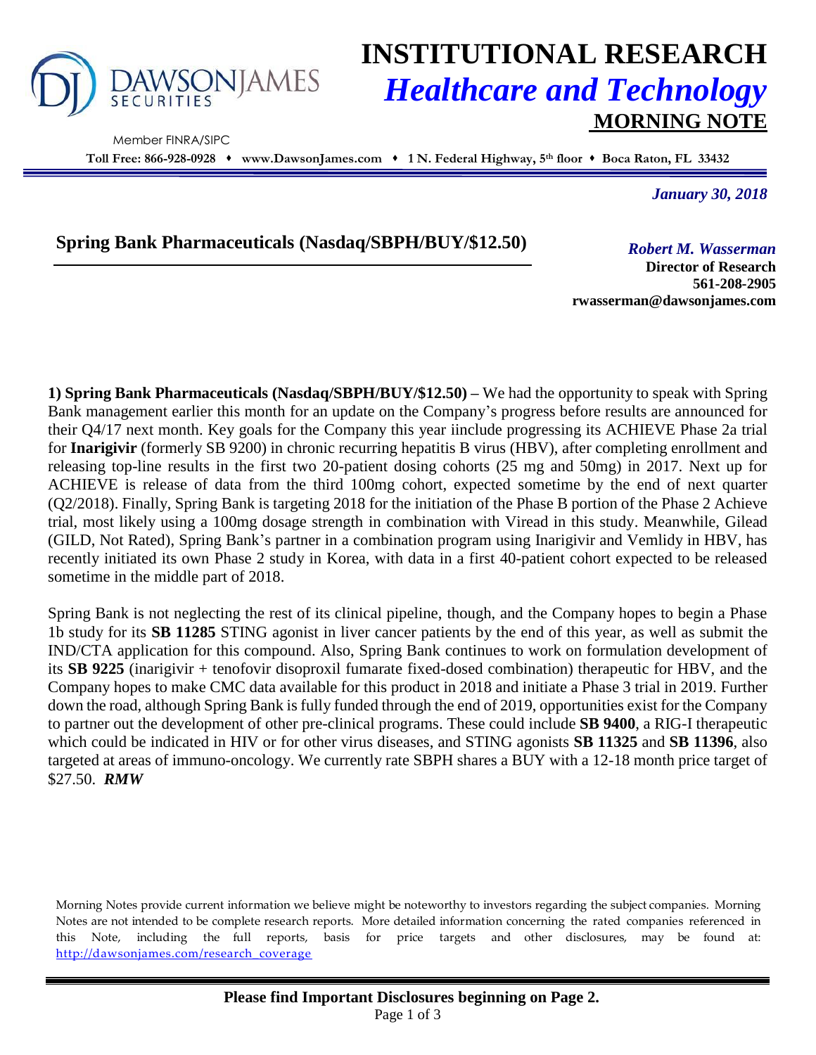# INSTITUTIONAL RESEARCH

## *Healthcare and Technology*

## MORNING NOTE

DAWSONJAMES SECURITIES

Member FINRA/SIPC

**Toll Free: 866-928-0928 ♦ www.DawsonJames.com ♦ 1 N. Federal Highway, 5th floor ♦ Boca Raton, FL 33432**

*January 30, 2018*

## Spring Bank Pharmaceuticals (Nasdaq/SBPH/BUY/$12.50)

***Robert M. Wasserman***
**Director of Research**
**561-208-2905**
**rwasserman@dawsonjames.com**

**1) Spring Bank Pharmaceuticals (Nasdaq/SBPH/BUY/$12.50) –** We had the opportunity to speak with Spring Bank management earlier this month for an update on the Company's progress before results are announced for their Q4/17 next month. Key goals for the Company this year iinclude progressing its ACHIEVE Phase 2a trial for **Inarigivir** (formerly SB 9200) in chronic recurring hepatitis B virus (HBV), after completing enrollment and releasing top-line results in the first two 20-patient dosing cohorts (25 mg and 50mg) in 2017. Next up for ACHIEVE is release of data from the third 100mg cohort, expected sometime by the end of next quarter (Q2/2018). Finally, Spring Bank is targeting 2018 for the initiation of the Phase B portion of the Phase 2 Achieve trial, most likely using a 100mg dosage strength in combination with Viread in this study. Meanwhile, Gilead (GILD, Not Rated), Spring Bank's partner in a combination program using Inarigivir and Vemlidy in HBV, has recently initiated its own Phase 2 study in Korea, with data in a first 40-patient cohort expected to be released sometime in the middle part of 2018.

Spring Bank is not neglecting the rest of its clinical pipeline, though, and the Company hopes to begin a Phase 1b study for its **SB 11285** STING agonist in liver cancer patients by the end of this year, as well as submit the IND/CTA application for this compound. Also, Spring Bank continues to work on formulation development of its **SB 9225** (inarigivir + tenofovir disoproxil fumarate fixed-dosed combination) therapeutic for HBV, and the Company hopes to make CMC data available for this product in 2018 and initiate a Phase 3 trial in 2019. Further down the road, although Spring Bank is fully funded through the end of 2019, opportunities exist for the Company to partner out the development of other pre-clinical programs. These could include **SB 9400**, a RIG-I therapeutic which could be indicated in HIV or for other virus diseases, and STING agonists **SB 11325** and **SB 11396**, also targeted at areas of immuno-oncology. We currently rate SBPH shares a BUY with a 12-18 month price target of $27.50. ***RMW***

Morning Notes provide current information we believe might be noteworthy to investors regarding the subject companies. Morning Notes are not intended to be complete research reports. More detailed information concerning the rated companies referenced in this Note, including the full reports, basis for price targets and other disclosures, may be found at: http://dawsonjames.com/research_coverage

**Please find Important Disclosures beginning on Page 2.**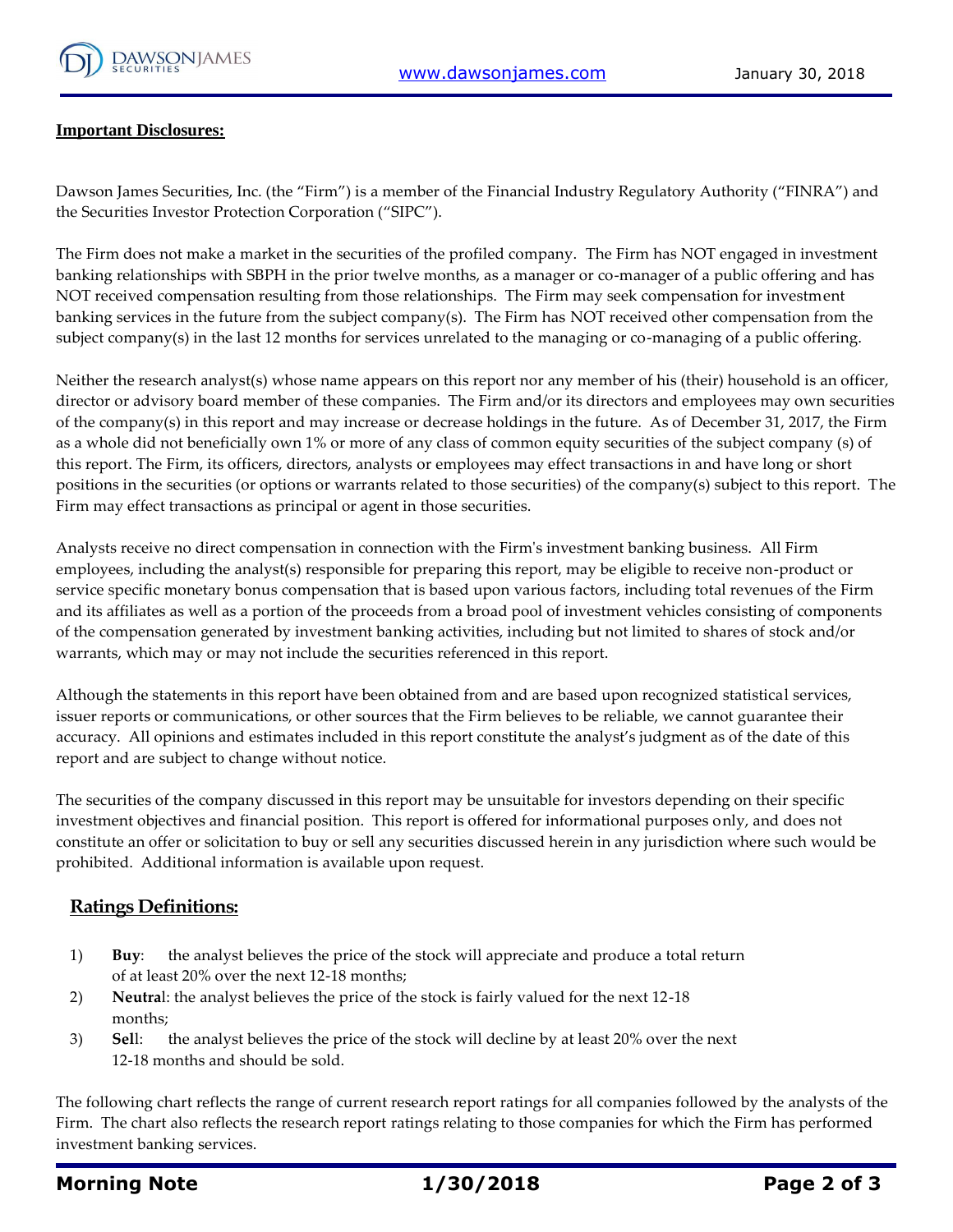## Important Disclosures:

Dawson James Securities, Inc. (the "Firm") is a member of the Financial Industry Regulatory Authority ("FINRA") and the Securities Investor Protection Corporation ("SIPC").

The Firm does not make a market in the securities of the profiled company. The Firm has NOT engaged in investment banking relationships with SBPH in the prior twelve months, as a manager or co-manager of a public offering and has NOT received compensation resulting from those relationships. The Firm may seek compensation for investment banking services in the future from the subject company(s). The Firm has NOT received other compensation from the subject company(s) in the last 12 months for services unrelated to the managing or co-managing of a public offering.

Neither the research analyst(s) whose name appears on this report nor any member of his (their) household is an officer, director or advisory board member of these companies. The Firm and/or its directors and employees may own securities of the company(s) in this report and may increase or decrease holdings in the future. As of December 31, 2017, the Firm as a whole did not beneficially own 1% or more of any class of common equity securities of the subject company (s) of this report. The Firm, its officers, directors, analysts or employees may effect transactions in and have long or short positions in the securities (or options or warrants related to those securities) of the company(s) subject to this report. The Firm may effect transactions as principal or agent in those securities.

Analysts receive no direct compensation in connection with the Firm's investment banking business. All Firm employees, including the analyst(s) responsible for preparing this report, may be eligible to receive non-product or service specific monetary bonus compensation that is based upon various factors, including total revenues of the Firm and its affiliates as well as a portion of the proceeds from a broad pool of investment vehicles consisting of components of the compensation generated by investment banking activities, including but not limited to shares of stock and/or warrants, which may or may not include the securities referenced in this report.

Although the statements in this report have been obtained from and are based upon recognized statistical services, issuer reports or communications, or other sources that the Firm believes to be reliable, we cannot guarantee their accuracy. All opinions and estimates included in this report constitute the analyst's judgment as of the date of this report and are subject to change without notice.

The securities of the company discussed in this report may be unsuitable for investors depending on their specific investment objectives and financial position. This report is offered for informational purposes only, and does not constitute an offer or solicitation to buy or sell any securities discussed herein in any jurisdiction where such would be prohibited. Additional information is available upon request.

## Ratings Definitions:

1) **Buy**: the analyst believes the price of the stock will appreciate and produce a total return of at least 20% over the next 12-18 months;
2) **Neutral**: the analyst believes the price of the stock is fairly valued for the next 12-18 months;
3) **Sell**: the analyst believes the price of the stock will decline by at least 20% over the next 12-18 months and should be sold.

The following chart reflects the range of current research report ratings for all companies followed by the analysts of the Firm. The chart also reflects the research report ratings relating to those companies for which the Firm has performed investment banking services.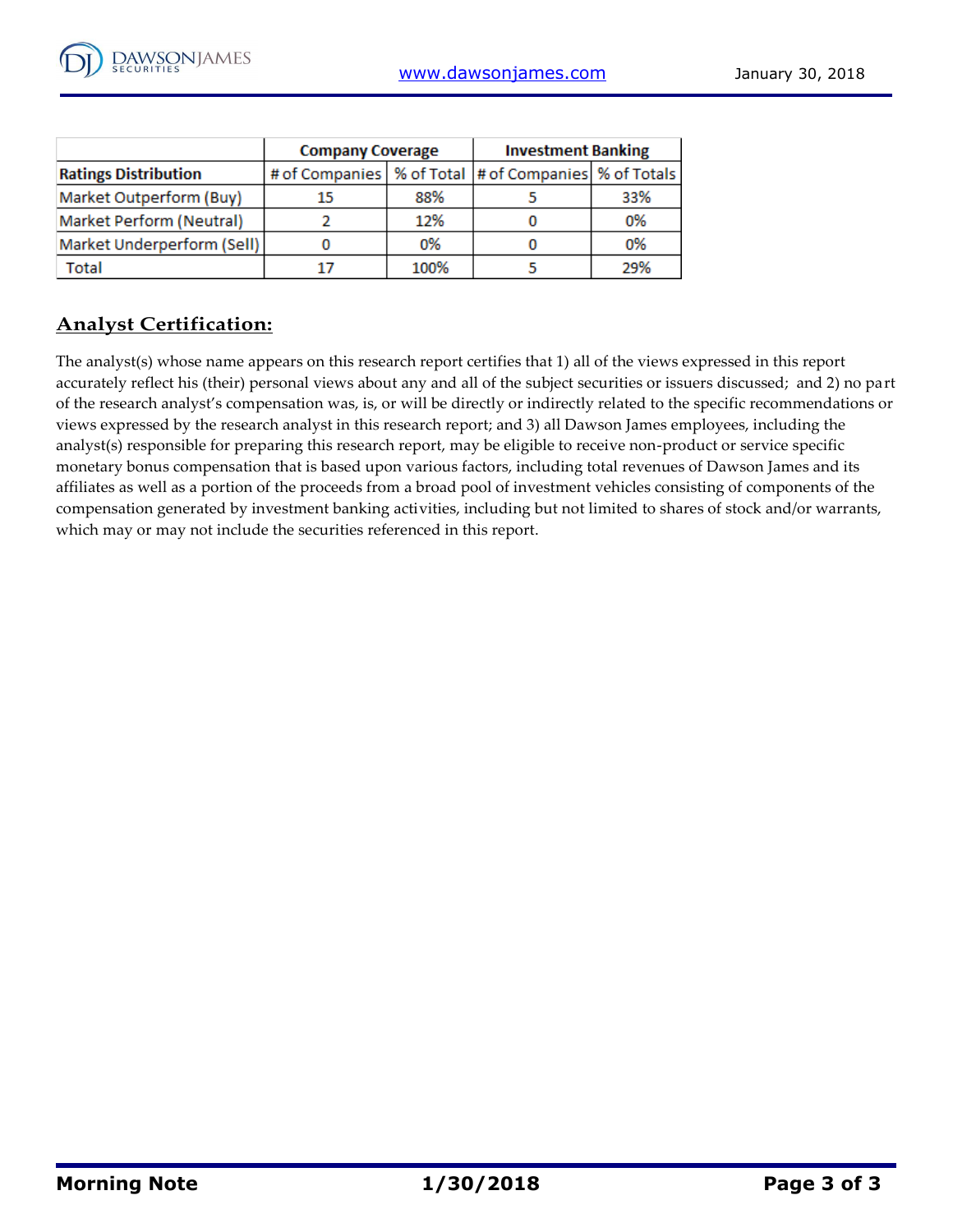| | Company Coverage | | Investment Banking | |
|---|---|---|---|---|
| **Ratings Distribution** | # of Companies | % of Total | # of Companies | % of Totals |
| Market Outperform (Buy) | 15 | 88% | 5 | 33% |
| Market Perform (Neutral) | 2 | 12% | 0 | 0% |
| Market Underperform (Sell) | 0 | 0% | 0 | 0% |
| Total | 17 | 100% | 5 | 29% |

## Analyst Certification:

The analyst(s) whose name appears on this research report certifies that 1) all of the views expressed in this report accurately reflect his (their) personal views about any and all of the subject securities or issuers discussed; and 2) no part of the research analyst's compensation was, is, or will be directly or indirectly related to the specific recommendations or views expressed by the research analyst in this research report; and 3) all Dawson James employees, including the analyst(s) responsible for preparing this research report, may be eligible to receive non-product or service specific monetary bonus compensation that is based upon various factors, including total revenues of Dawson James and its affiliates as well as a portion of the proceeds from a broad pool of investment vehicles consisting of components of the compensation generated by investment banking activities, including but not limited to shares of stock and/or warrants, which may or may not include the securities referenced in this report.